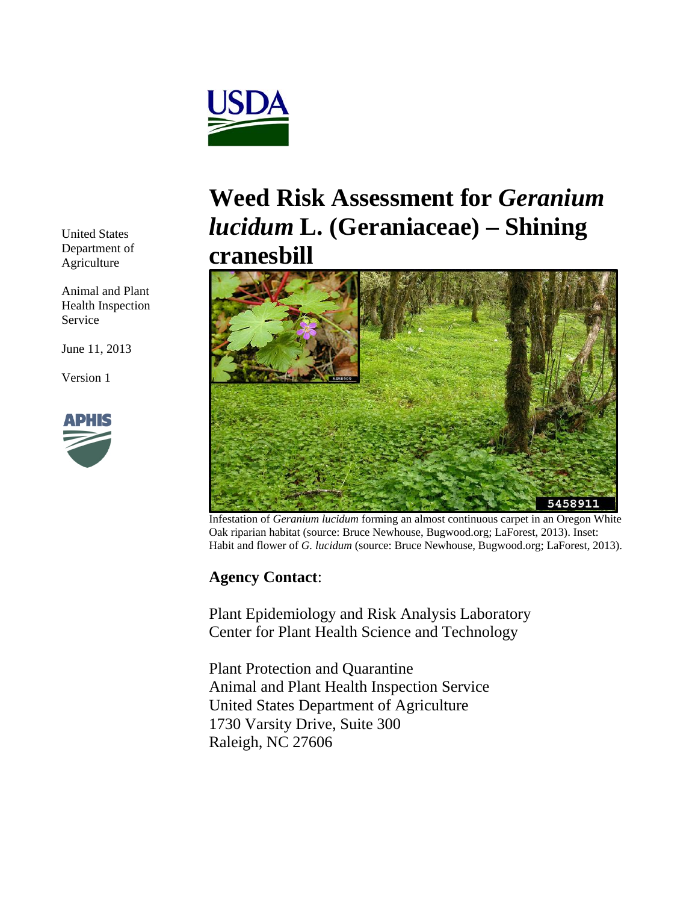# Weed Risk Assessment for *Geranium lucidum* L. (Geraniaceae) – Shining cranesbill

United States Department of Agriculture

Animal and Plant Health Inspection Service

June 11, 2013

Version 1

Infestation of *Geranium lucidum* forming an almost continuous carpet in an Oregon White Oak riparian habitat (source: Bruce Newhouse, Bugwood.org; LaForest, 2013). Inset: Habit and flower of *G. lucidum* (source: Bruce Newhouse, Bugwood.org; LaForest, 2013).

**Agency Contact**:

Plant Epidemiology and Risk Analysis Laboratory
Center for Plant Health Science and Technology

Plant Protection and Quarantine
Animal and Plant Health Inspection Service
United States Department of Agriculture
1730 Varsity Drive, Suite 300
Raleigh, NC 27606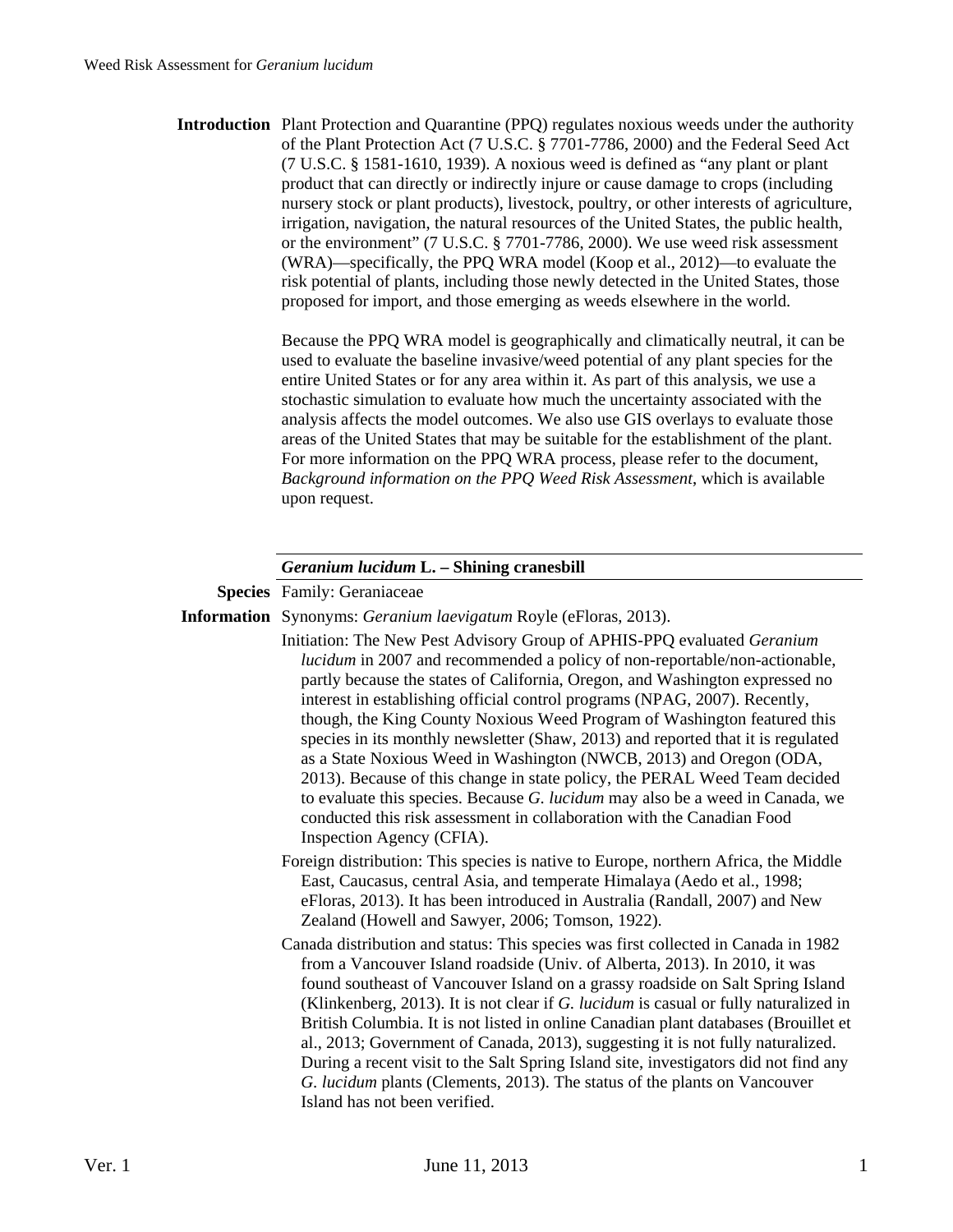**Introduction** Plant Protection and Quarantine (PPQ) regulates noxious weeds under the authority of the Plant Protection Act (7 U.S.C. § 7701-7786, 2000) and the Federal Seed Act (7 U.S.C. § 1581-1610, 1939). A noxious weed is defined as "any plant or plant product that can directly or indirectly injure or cause damage to crops (including nursery stock or plant products), livestock, poultry, or other interests of agriculture, irrigation, navigation, the natural resources of the United States, the public health, or the environment" (7 U.S.C. § 7701-7786, 2000). We use weed risk assessment (WRA)—specifically, the PPQ WRA model (Koop et al., 2012)—to evaluate the risk potential of plants, including those newly detected in the United States, those proposed for import, and those emerging as weeds elsewhere in the world.

Because the PPQ WRA model is geographically and climatically neutral, it can be used to evaluate the baseline invasive/weed potential of any plant species for the entire United States or for any area within it. As part of this analysis, we use a stochastic simulation to evaluate how much the uncertainty associated with the analysis affects the model outcomes. We also use GIS overlays to evaluate those areas of the United States that may be suitable for the establishment of the plant. For more information on the PPQ WRA process, please refer to the document, *Background information on the PPQ Weed Risk Assessment*, which is available upon request.

***Geranium lucidum* L. – Shining cranesbill**

**Species Information**

Family: Geraniaceae

Synonyms: *Geranium laevigatum* Royle (eFloras, 2013).

Initiation: The New Pest Advisory Group of APHIS-PPQ evaluated *Geranium lucidum* in 2007 and recommended a policy of non-reportable/non-actionable, partly because the states of California, Oregon, and Washington expressed no interest in establishing official control programs (NPAG, 2007). Recently, though, the King County Noxious Weed Program of Washington featured this species in its monthly newsletter (Shaw, 2013) and reported that it is regulated as a State Noxious Weed in Washington (NWCB, 2013) and Oregon (ODA, 2013). Because of this change in state policy, the PERAL Weed Team decided to evaluate this species. Because *G. lucidum* may also be a weed in Canada, we conducted this risk assessment in collaboration with the Canadian Food Inspection Agency (CFIA).

Foreign distribution: This species is native to Europe, northern Africa, the Middle East, Caucasus, central Asia, and temperate Himalaya (Aedo et al., 1998; eFloras, 2013). It has been introduced in Australia (Randall, 2007) and New Zealand (Howell and Sawyer, 2006; Tomson, 1922).

Canada distribution and status: This species was first collected in Canada in 1982 from a Vancouver Island roadside (Univ. of Alberta, 2013). In 2010, it was found southeast of Vancouver Island on a grassy roadside on Salt Spring Island (Klinkenberg, 2013). It is not clear if *G. lucidum* is casual or fully naturalized in British Columbia. It is not listed in online Canadian plant databases (Brouillet et al., 2013; Government of Canada, 2013), suggesting it is not fully naturalized. During a recent visit to the Salt Spring Island site, investigators did not find any *G. lucidum* plants (Clements, 2013). The status of the plants on Vancouver Island has not been verified.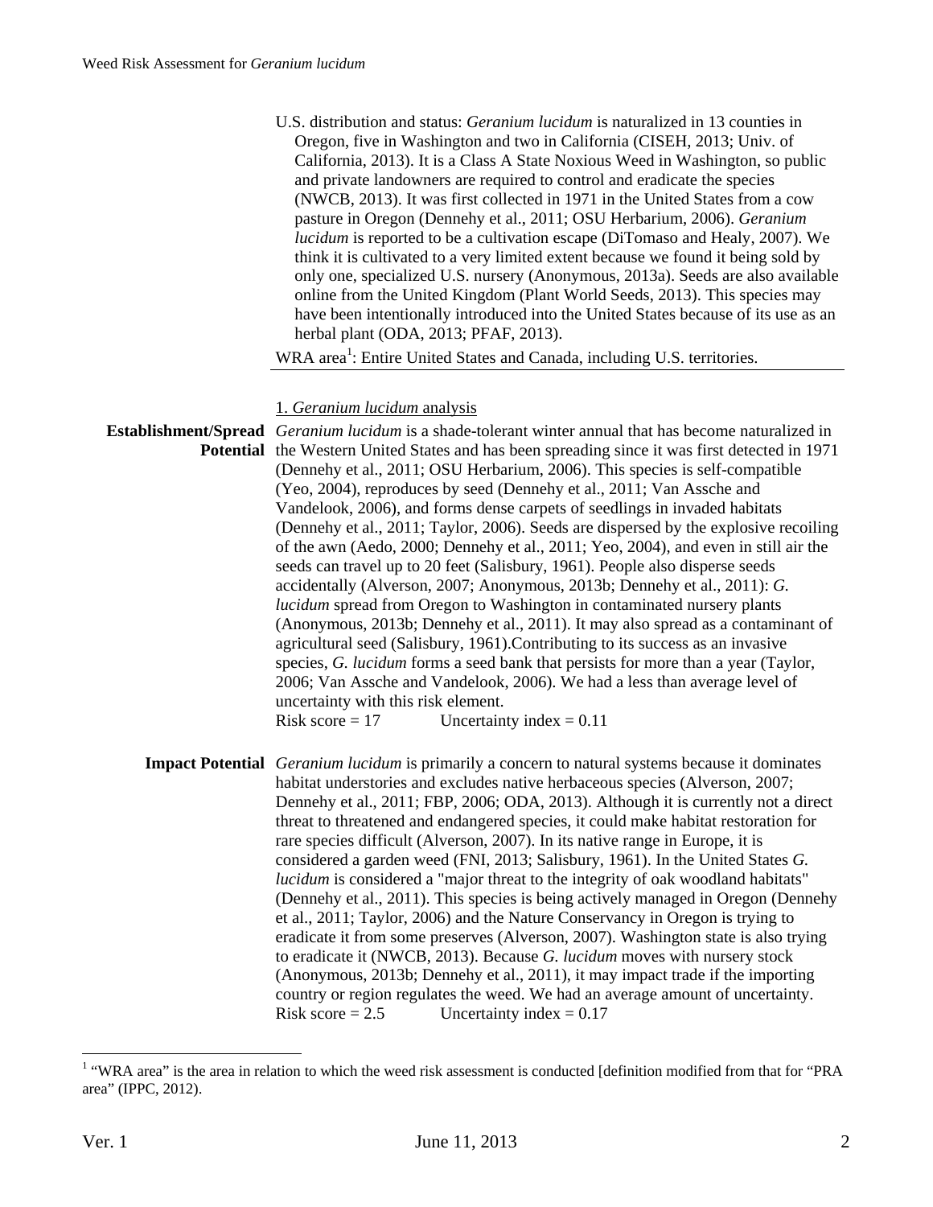U.S. distribution and status: *Geranium lucidum* is naturalized in 13 counties in Oregon, five in Washington and two in California (CISEH, 2013; Univ. of California, 2013). It is a Class A State Noxious Weed in Washington, so public and private landowners are required to control and eradicate the species (NWCB, 2013). It was first collected in 1971 in the United States from a cow pasture in Oregon (Dennehy et al., 2011; OSU Herbarium, 2006). *Geranium lucidum* is reported to be a cultivation escape (DiTomaso and Healy, 2007). We think it is cultivated to a very limited extent because we found it being sold by only one, specialized U.S. nursery (Anonymous, 2013a). Seeds are also available online from the United Kingdom (Plant World Seeds, 2013). This species may have been intentionally introduced into the United States because of its use as an herbal plant (ODA, 2013; PFAF, 2013).

WRA area[1]: Entire United States and Canada, including U.S. territories.

1. *Geranium lucidum* analysis

**Establishment/Spread Potential** *Geranium lucidum* is a shade-tolerant winter annual that has become naturalized in the Western United States and has been spreading since it was first detected in 1971 (Dennehy et al., 2011; OSU Herbarium, 2006). This species is self-compatible (Yeo, 2004), reproduces by seed (Dennehy et al., 2011; Van Assche and Vandelook, 2006), and forms dense carpets of seedlings in invaded habitats (Dennehy et al., 2011; Taylor, 2006). Seeds are dispersed by the explosive recoiling of the awn (Aedo, 2000; Dennehy et al., 2011; Yeo, 2004), and even in still air the seeds can travel up to 20 feet (Salisbury, 1961). People also disperse seeds accidentally (Alverson, 2007; Anonymous, 2013b; Dennehy et al., 2011): *G. lucidum* spread from Oregon to Washington in contaminated nursery plants (Anonymous, 2013b; Dennehy et al., 2011). It may also spread as a contaminant of agricultural seed (Salisbury, 1961).Contributing to its success as an invasive species, *G. lucidum* forms a seed bank that persists for more than a year (Taylor, 2006; Van Assche and Vandelook, 2006). We had a less than average level of uncertainty with this risk element.
Risk score = 17 Uncertainty index = 0.11

**Impact Potential** *Geranium lucidum* is primarily a concern to natural systems because it dominates habitat understories and excludes native herbaceous species (Alverson, 2007; Dennehy et al., 2011; FBP, 2006; ODA, 2013). Although it is currently not a direct threat to threatened and endangered species, it could make habitat restoration for rare species difficult (Alverson, 2007). In its native range in Europe, it is considered a garden weed (FNI, 2013; Salisbury, 1961). In the United States *G. lucidum* is considered a "major threat to the integrity of oak woodland habitats" (Dennehy et al., 2011). This species is being actively managed in Oregon (Dennehy et al., 2011; Taylor, 2006) and the Nature Conservancy in Oregon is trying to eradicate it from some preserves (Alverson, 2007). Washington state is also trying to eradicate it (NWCB, 2013). Because *G. lucidum* moves with nursery stock (Anonymous, 2013b; Dennehy et al., 2011), it may impact trade if the importing country or region regulates the weed. We had an average amount of uncertainty.
Risk score = 2.5 Uncertainty index = 0.17

[1] "WRA area" is the area in relation to which the weed risk assessment is conducted [definition modified from that for "PRA area" (IPPC, 2012).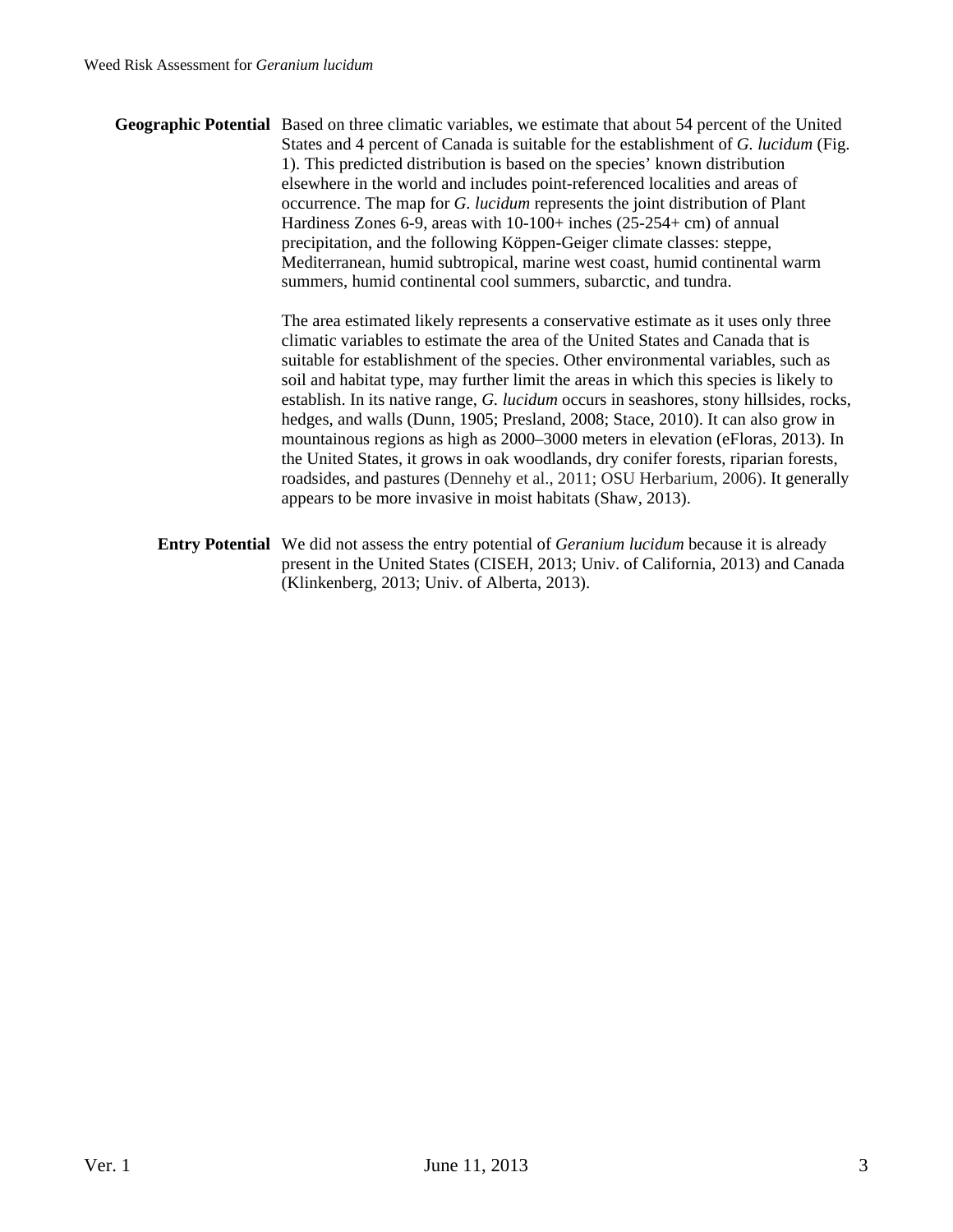**Geographic Potential** Based on three climatic variables, we estimate that about 54 percent of the United States and 4 percent of Canada is suitable for the establishment of *G. lucidum* (Fig. 1). This predicted distribution is based on the species' known distribution elsewhere in the world and includes point-referenced localities and areas of occurrence. The map for *G. lucidum* represents the joint distribution of Plant Hardiness Zones 6-9, areas with 10-100+ inches (25-254+ cm) of annual precipitation, and the following Köppen-Geiger climate classes: steppe, Mediterranean, humid subtropical, marine west coast, humid continental warm summers, humid continental cool summers, subarctic, and tundra.

The area estimated likely represents a conservative estimate as it uses only three climatic variables to estimate the area of the United States and Canada that is suitable for establishment of the species. Other environmental variables, such as soil and habitat type, may further limit the areas in which this species is likely to establish. In its native range, *G. lucidum* occurs in seashores, stony hillsides, rocks, hedges, and walls (Dunn, 1905; Presland, 2008; Stace, 2010). It can also grow in mountainous regions as high as 2000–3000 meters in elevation (eFloras, 2013). In the United States, it grows in oak woodlands, dry conifer forests, riparian forests, roadsides, and pastures (Dennehy et al., 2011; OSU Herbarium, 2006). It generally appears to be more invasive in moist habitats (Shaw, 2013).

**Entry Potential** We did not assess the entry potential of *Geranium lucidum* because it is already present in the United States (CISEH, 2013; Univ. of California, 2013) and Canada (Klinkenberg, 2013; Univ. of Alberta, 2013).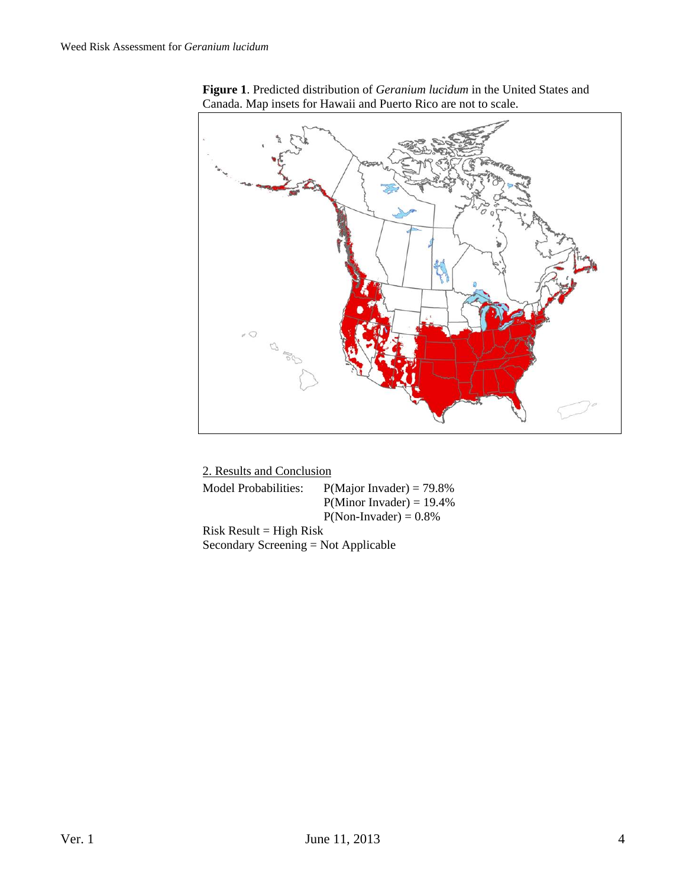**Figure 1**. Predicted distribution of *Geranium lucidum* in the United States and Canada. Map insets for Hawaii and Puerto Rico are not to scale.

## 2. Results and Conclusion

Model Probabilities: P(Major Invader) = 79.8%
P(Minor Invader) = 19.4%
P(Non-Invader) = 0.8%

Risk Result = High Risk

Secondary Screening = Not Applicable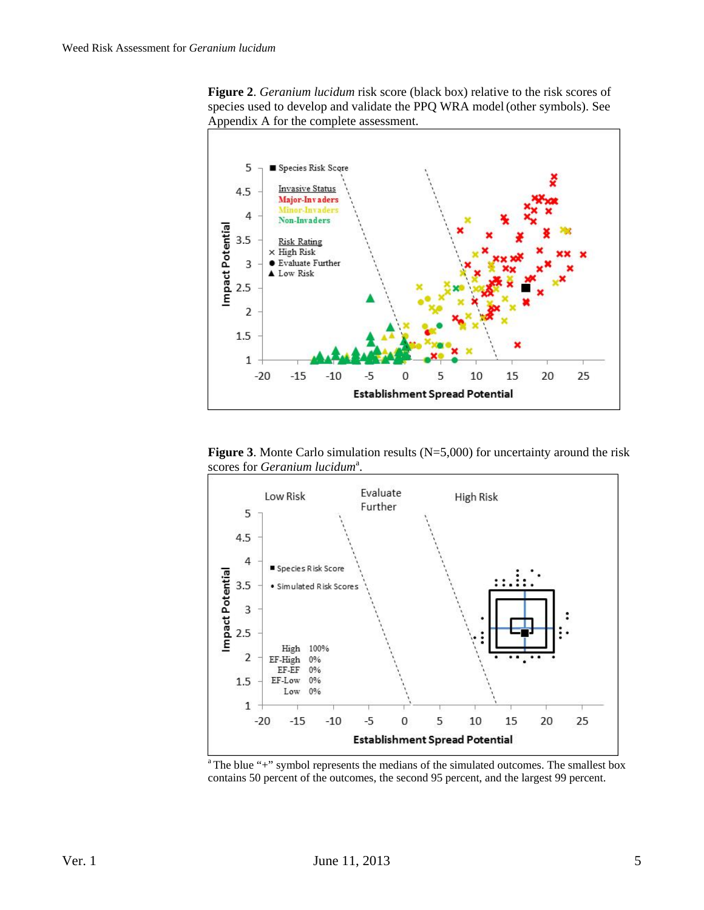**Figure 2**. *Geranium lucidum* risk score (black box) relative to the risk scores of species used to develop and validate the PPQ WRA model (other symbols). See Appendix A for the complete assessment.

**Figure 3**. Monte Carlo simulation results (N=5,000) for uncertainty around the risk scores for *Geranium lucidum*[a].

[a] The blue "+" symbol represents the medians of the simulated outcomes. The smallest box contains 50 percent of the outcomes, the second 95 percent, and the largest 99 percent.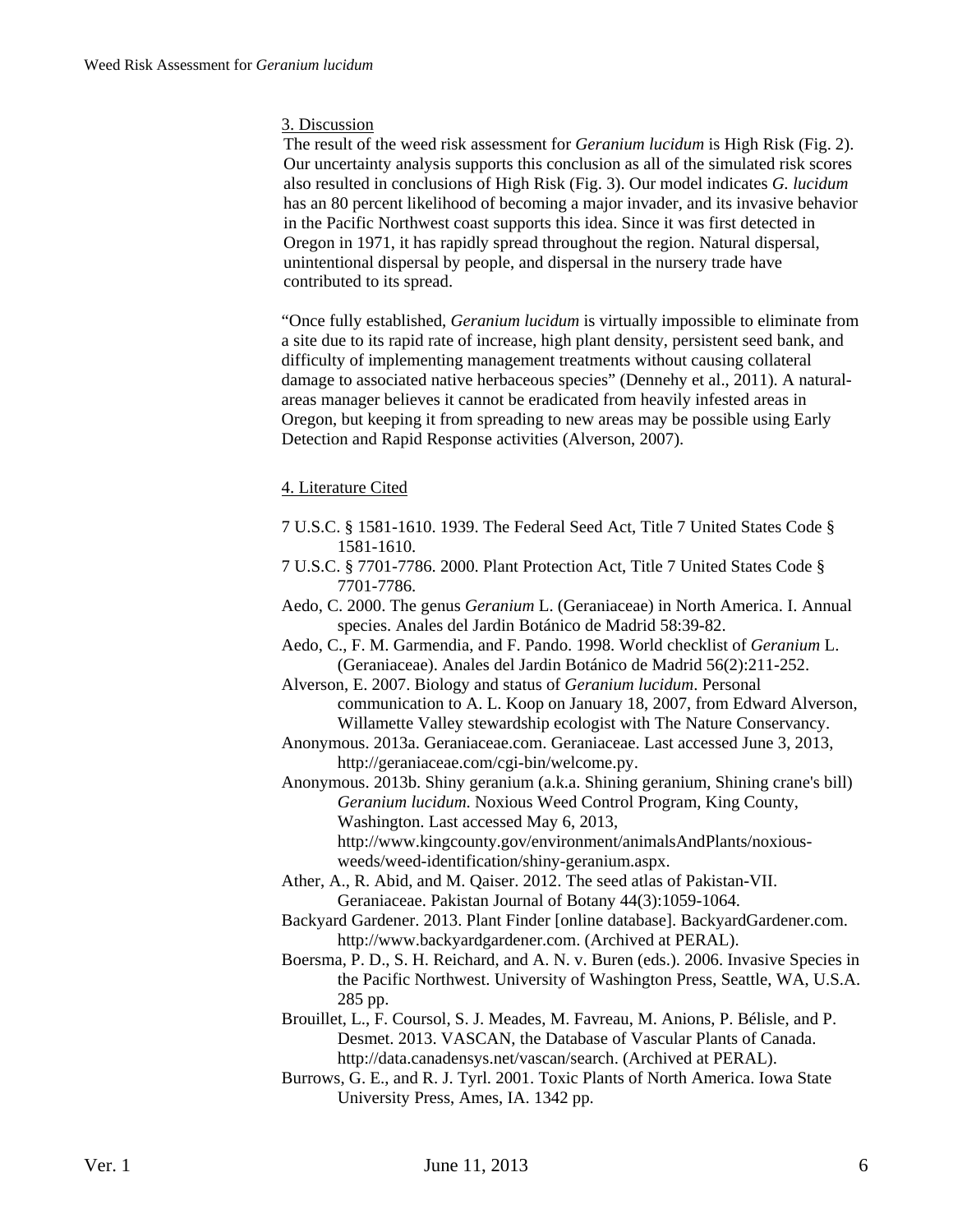## 3. Discussion

The result of the weed risk assessment for *Geranium lucidum* is High Risk (Fig. 2). Our uncertainty analysis supports this conclusion as all of the simulated risk scores also resulted in conclusions of High Risk (Fig. 3). Our model indicates *G. lucidum* has an 80 percent likelihood of becoming a major invader, and its invasive behavior in the Pacific Northwest coast supports this idea. Since it was first detected in Oregon in 1971, it has rapidly spread throughout the region. Natural dispersal, unintentional dispersal by people, and dispersal in the nursery trade have contributed to its spread.

"Once fully established, *Geranium lucidum* is virtually impossible to eliminate from a site due to its rapid rate of increase, high plant density, persistent seed bank, and difficulty of implementing management treatments without causing collateral damage to associated native herbaceous species" (Dennehy et al., 2011). A natural-areas manager believes it cannot be eradicated from heavily infested areas in Oregon, but keeping it from spreading to new areas may be possible using Early Detection and Rapid Response activities (Alverson, 2007).

## 4. Literature Cited

7 U.S.C. § 1581-1610. 1939. The Federal Seed Act, Title 7 United States Code § 1581-1610.

7 U.S.C. § 7701-7786. 2000. Plant Protection Act, Title 7 United States Code § 7701-7786.

Aedo, C. 2000. The genus *Geranium* L. (Geraniaceae) in North America. I. Annual species. Anales del Jardin Botánico de Madrid 58:39-82.

Aedo, C., F. M. Garmendia, and F. Pando. 1998. World checklist of *Geranium* L. (Geraniaceae). Anales del Jardin Botánico de Madrid 56(2):211-252.

Alverson, E. 2007. Biology and status of *Geranium lucidum*. Personal communication to A. L. Koop on January 18, 2007, from Edward Alverson, Willamette Valley stewardship ecologist with The Nature Conservancy.

Anonymous. 2013a. Geraniaceae.com. Geraniaceae. Last accessed June 3, 2013, http://geraniaceae.com/cgi-bin/welcome.py.

Anonymous. 2013b. Shiny geranium (a.k.a. Shining geranium, Shining crane's bill) *Geranium lucidum*. Noxious Weed Control Program, King County, Washington. Last accessed May 6, 2013, http://www.kingcounty.gov/environment/animalsAndPlants/noxious-weeds/weed-identification/shiny-geranium.aspx.

Ather, A., R. Abid, and M. Qaiser. 2012. The seed atlas of Pakistan-VII. Geraniaceae. Pakistan Journal of Botany 44(3):1059-1064.

Backyard Gardener. 2013. Plant Finder [online database]. BackyardGardener.com. http://www.backyardgardener.com. (Archived at PERAL).

Boersma, P. D., S. H. Reichard, and A. N. v. Buren (eds.). 2006. Invasive Species in the Pacific Northwest. University of Washington Press, Seattle, WA, U.S.A. 285 pp.

Brouillet, L., F. Coursol, S. J. Meades, M. Favreau, M. Anions, P. Bélisle, and P. Desmet. 2013. VASCAN, the Database of Vascular Plants of Canada. http://data.canadensys.net/vascan/search. (Archived at PERAL).

Burrows, G. E., and R. J. Tyrl. 2001. Toxic Plants of North America. Iowa State University Press, Ames, IA. 1342 pp.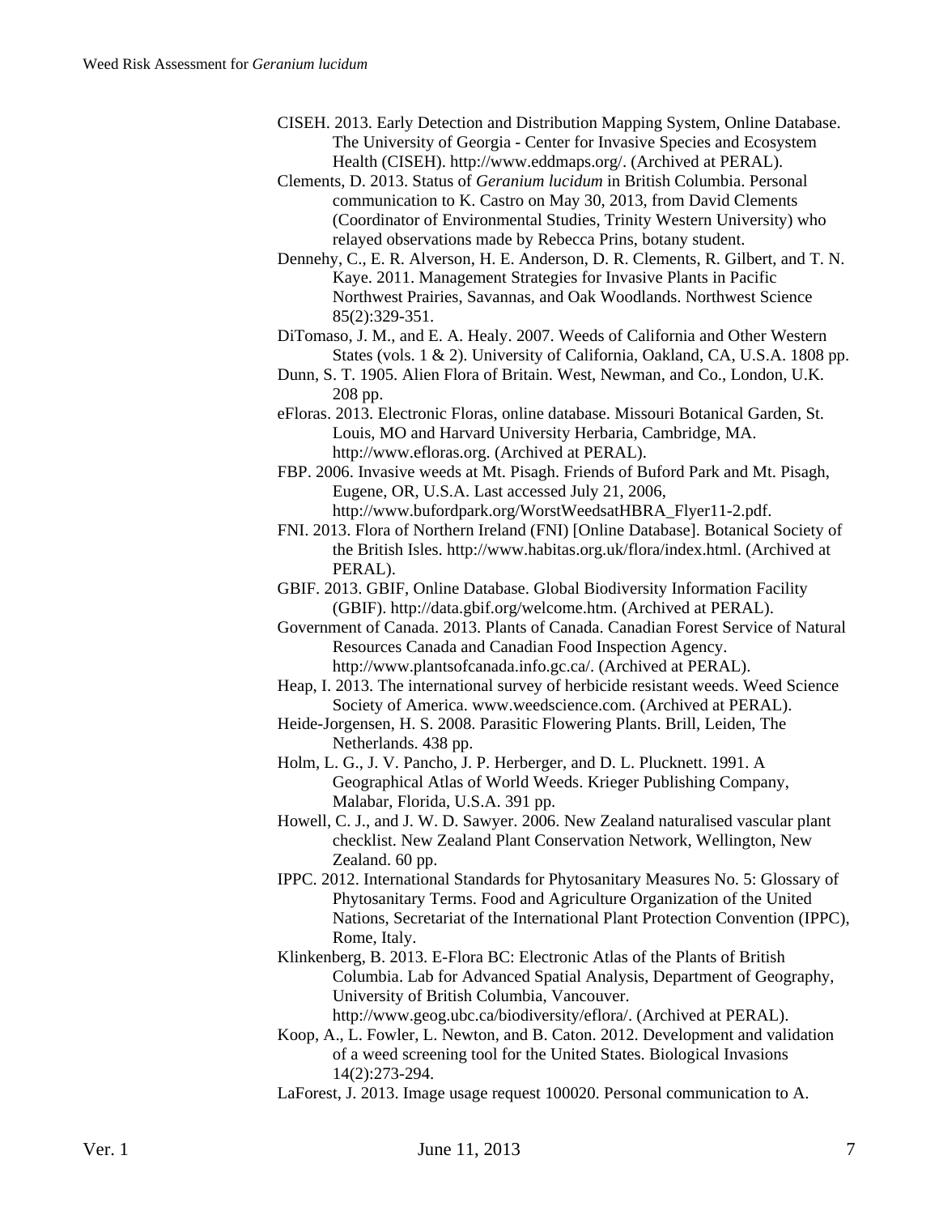CISEH. 2013. Early Detection and Distribution Mapping System, Online Database. The University of Georgia - Center for Invasive Species and Ecosystem Health (CISEH). http://www.eddmaps.org/. (Archived at PERAL).

Clements, D. 2013. Status of *Geranium lucidum* in British Columbia. Personal communication to K. Castro on May 30, 2013, from David Clements (Coordinator of Environmental Studies, Trinity Western University) who relayed observations made by Rebecca Prins, botany student.

Dennehy, C., E. R. Alverson, H. E. Anderson, D. R. Clements, R. Gilbert, and T. N. Kaye. 2011. Management Strategies for Invasive Plants in Pacific Northwest Prairies, Savannas, and Oak Woodlands. Northwest Science 85(2):329-351.

DiTomaso, J. M., and E. A. Healy. 2007. Weeds of California and Other Western States (vols. 1 & 2). University of California, Oakland, CA, U.S.A. 1808 pp.

Dunn, S. T. 1905. Alien Flora of Britain. West, Newman, and Co., London, U.K. 208 pp.

eFloras. 2013. Electronic Floras, online database. Missouri Botanical Garden, St. Louis, MO and Harvard University Herbaria, Cambridge, MA. http://www.efloras.org. (Archived at PERAL).

FBP. 2006. Invasive weeds at Mt. Pisagh. Friends of Buford Park and Mt. Pisagh, Eugene, OR, U.S.A. Last accessed July 21, 2006, http://www.bufordpark.org/WorstWeedsatHBRA_Flyer11-2.pdf.

FNI. 2013. Flora of Northern Ireland (FNI) [Online Database]. Botanical Society of the British Isles. http://www.habitas.org.uk/flora/index.html. (Archived at PERAL).

GBIF. 2013. GBIF, Online Database. Global Biodiversity Information Facility (GBIF). http://data.gbif.org/welcome.htm. (Archived at PERAL).

Government of Canada. 2013. Plants of Canada. Canadian Forest Service of Natural Resources Canada and Canadian Food Inspection Agency. http://www.plantsofcanada.info.gc.ca/. (Archived at PERAL).

Heap, I. 2013. The international survey of herbicide resistant weeds. Weed Science Society of America. www.weedscience.com. (Archived at PERAL).

Heide-Jorgensen, H. S. 2008. Parasitic Flowering Plants. Brill, Leiden, The Netherlands. 438 pp.

Holm, L. G., J. V. Pancho, J. P. Herberger, and D. L. Plucknett. 1991. A Geographical Atlas of World Weeds. Krieger Publishing Company, Malabar, Florida, U.S.A. 391 pp.

Howell, C. J., and J. W. D. Sawyer. 2006. New Zealand naturalised vascular plant checklist. New Zealand Plant Conservation Network, Wellington, New Zealand. 60 pp.

IPPC. 2012. International Standards for Phytosanitary Measures No. 5: Glossary of Phytosanitary Terms. Food and Agriculture Organization of the United Nations, Secretariat of the International Plant Protection Convention (IPPC), Rome, Italy.

Klinkenberg, B. 2013. E-Flora BC: Electronic Atlas of the Plants of British Columbia. Lab for Advanced Spatial Analysis, Department of Geography, University of British Columbia, Vancouver. http://www.geog.ubc.ca/biodiversity/eflora/. (Archived at PERAL).

Koop, A., L. Fowler, L. Newton, and B. Caton. 2012. Development and validation of a weed screening tool for the United States. Biological Invasions 14(2):273-294.

LaForest, J. 2013. Image usage request 100020. Personal communication to A.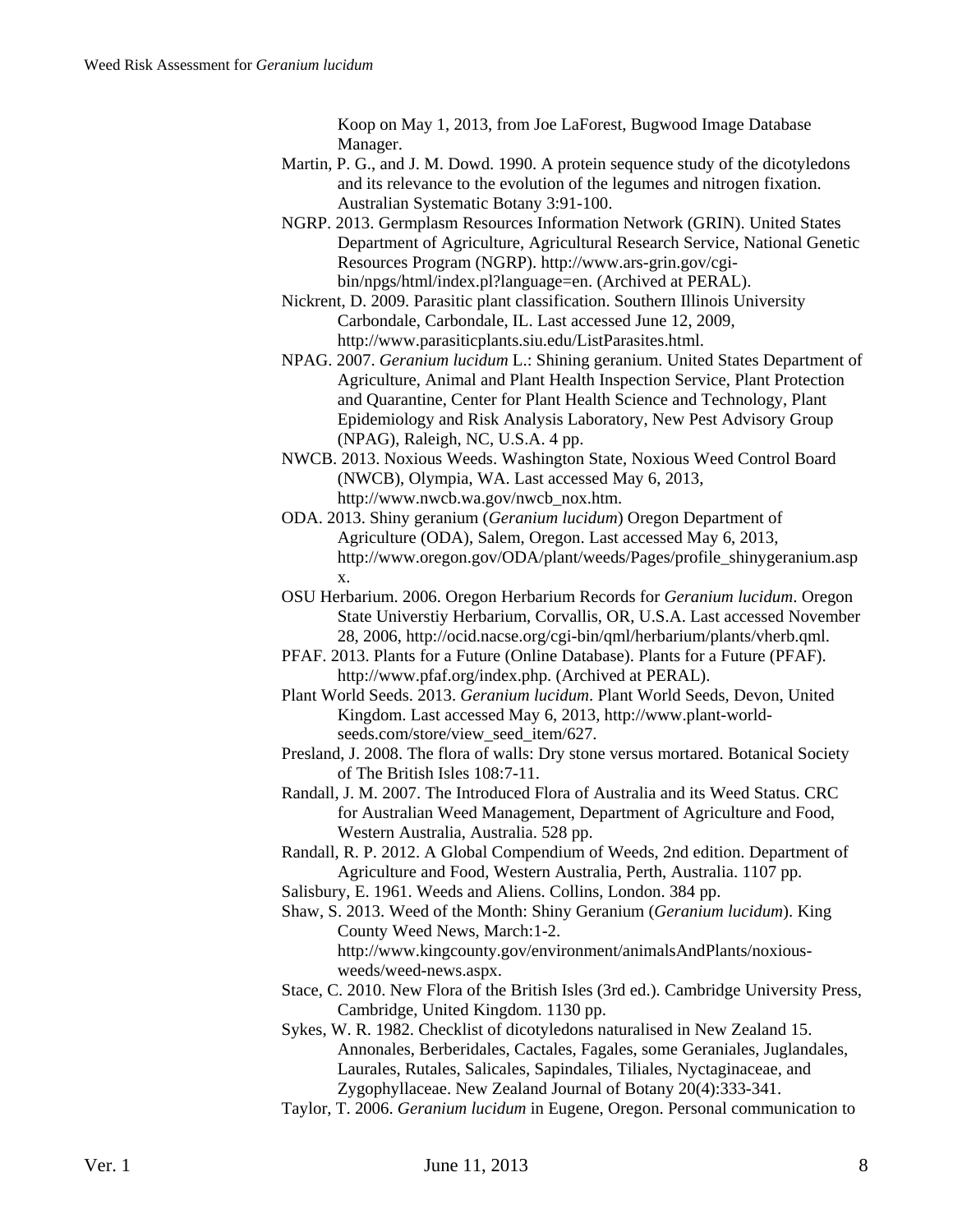Koop on May 1, 2013, from Joe LaForest, Bugwood Image Database Manager.

Martin, P. G., and J. M. Dowd. 1990. A protein sequence study of the dicotyledons and its relevance to the evolution of the legumes and nitrogen fixation. Australian Systematic Botany 3:91-100.

NGRP. 2013. Germplasm Resources Information Network (GRIN). United States Department of Agriculture, Agricultural Research Service, National Genetic Resources Program (NGRP). http://www.ars-grin.gov/cgi-bin/npgs/html/index.pl?language=en. (Archived at PERAL).

Nickrent, D. 2009. Parasitic plant classification. Southern Illinois University Carbondale, Carbondale, IL. Last accessed June 12, 2009, http://www.parasiticplants.siu.edu/ListParasites.html.

NPAG. 2007. *Geranium lucidum* L.: Shining geranium. United States Department of Agriculture, Animal and Plant Health Inspection Service, Plant Protection and Quarantine, Center for Plant Health Science and Technology, Plant Epidemiology and Risk Analysis Laboratory, New Pest Advisory Group (NPAG), Raleigh, NC, U.S.A. 4 pp.

NWCB. 2013. Noxious Weeds. Washington State, Noxious Weed Control Board (NWCB), Olympia, WA. Last accessed May 6, 2013, http://www.nwcb.wa.gov/nwcb_nox.htm.

ODA. 2013. Shiny geranium (*Geranium lucidum*) Oregon Department of Agriculture (ODA), Salem, Oregon. Last accessed May 6, 2013, http://www.oregon.gov/ODA/plant/weeds/Pages/profile_shinygeranium.aspx.

OSU Herbarium. 2006. Oregon Herbarium Records for *Geranium lucidum*. Oregon State Universtiy Herbarium, Corvallis, OR, U.S.A. Last accessed November 28, 2006, http://ocid.nacse.org/cgi-bin/qml/herbarium/plants/vherb.qml.

PFAF. 2013. Plants for a Future (Online Database). Plants for a Future (PFAF). http://www.pfaf.org/index.php. (Archived at PERAL).

Plant World Seeds. 2013. *Geranium lucidum*. Plant World Seeds, Devon, United Kingdom. Last accessed May 6, 2013, http://www.plant-world-seeds.com/store/view_seed_item/627.

Presland, J. 2008. The flora of walls: Dry stone versus mortared. Botanical Society of The British Isles 108:7-11.

Randall, J. M. 2007. The Introduced Flora of Australia and its Weed Status. CRC for Australian Weed Management, Department of Agriculture and Food, Western Australia, Australia. 528 pp.

Randall, R. P. 2012. A Global Compendium of Weeds, 2nd edition. Department of Agriculture and Food, Western Australia, Perth, Australia. 1107 pp.

Salisbury, E. 1961. Weeds and Aliens. Collins, London. 384 pp.

Shaw, S. 2013. Weed of the Month: Shiny Geranium (*Geranium lucidum*). King County Weed News, March:1-2. http://www.kingcounty.gov/environment/animalsAndPlants/noxious-weeds/weed-news.aspx.

Stace, C. 2010. New Flora of the British Isles (3rd ed.). Cambridge University Press, Cambridge, United Kingdom. 1130 pp.

Sykes, W. R. 1982. Checklist of dicotyledons naturalised in New Zealand 15. Annonales, Berberidales, Cactales, Fagales, some Geraniales, Juglandales, Laurales, Rutales, Salicales, Sapindales, Tiliales, Nyctaginaceae, and Zygophyllaceae. New Zealand Journal of Botany 20(4):333-341.

Taylor, T. 2006. *Geranium lucidum* in Eugene, Oregon. Personal communication to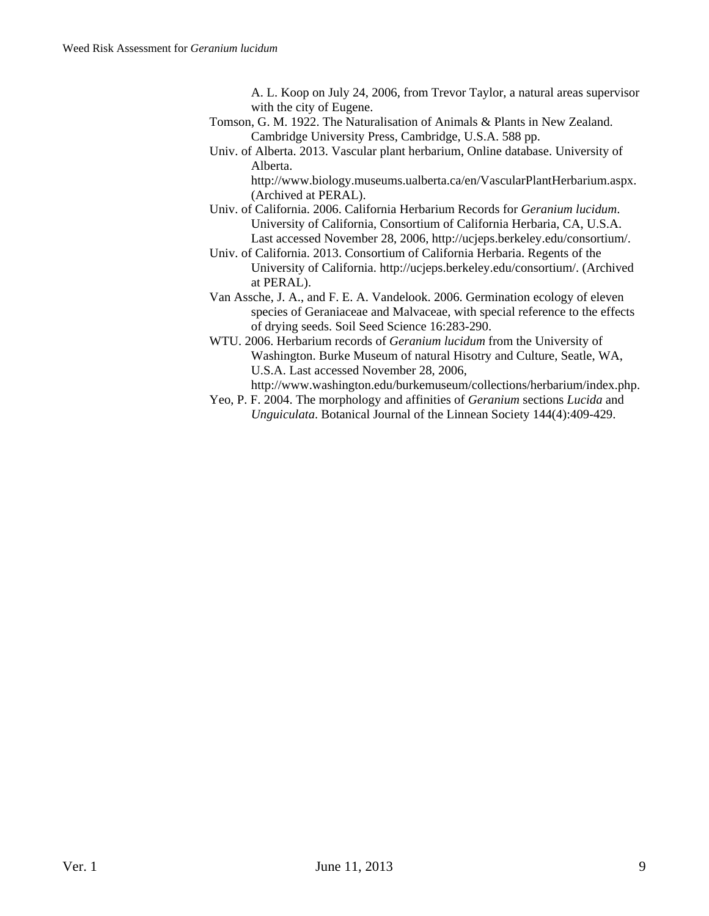A. L. Koop on July 24, 2006, from Trevor Taylor, a natural areas supervisor with the city of Eugene.

Tomson, G. M. 1922. The Naturalisation of Animals & Plants in New Zealand. Cambridge University Press, Cambridge, U.S.A. 588 pp.

Univ. of Alberta. 2013. Vascular plant herbarium, Online database. University of Alberta. http://www.biology.museums.ualberta.ca/en/VascularPlantHerbarium.aspx. (Archived at PERAL).

Univ. of California. 2006. California Herbarium Records for *Geranium lucidum*. University of California, Consortium of California Herbaria, CA, U.S.A. Last accessed November 28, 2006, http://ucjeps.berkeley.edu/consortium/.

Univ. of California. 2013. Consortium of California Herbaria. Regents of the University of California. http://ucjeps.berkeley.edu/consortium/. (Archived at PERAL).

Van Assche, J. A., and F. E. A. Vandelook. 2006. Germination ecology of eleven species of Geraniaceae and Malvaceae, with special reference to the effects of drying seeds. Soil Seed Science 16:283-290.

WTU. 2006. Herbarium records of *Geranium lucidum* from the University of Washington. Burke Museum of natural Hisotry and Culture, Seatle, WA, U.S.A. Last accessed November 28, 2006, http://www.washington.edu/burkemuseum/collections/herbarium/index.php.

Yeo, P. F. 2004. The morphology and affinities of *Geranium* sections *Lucida* and *Unguiculata*. Botanical Journal of the Linnean Society 144(4):409-429.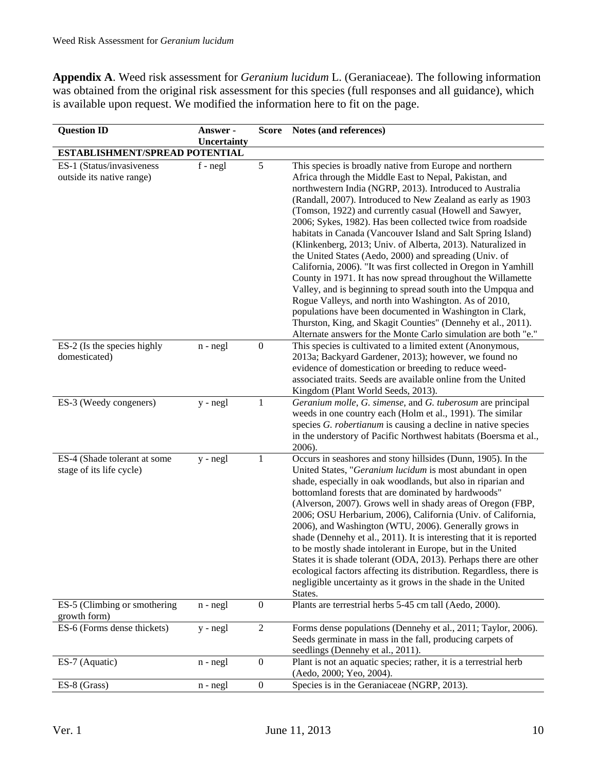**Appendix A**. Weed risk assessment for *Geranium lucidum* L. (Geraniaceae). The following information was obtained from the original risk assessment for this species (full responses and all guidance), which is available upon request. We modified the information here to fit on the page.

| Question ID | Answer - Uncertainty | Score | Notes (and references) |
|---|---|---|---|
| **ESTABLISHMENT/SPREAD POTENTIAL** | | | |
| ES-1 (Status/invasiveness outside its native range) | f - negl | 5 | This species is broadly native from Europe and northern Africa through the Middle East to Nepal, Pakistan, and northwestern India (NGRP, 2013). Introduced to Australia (Randall, 2007). Introduced to New Zealand as early as 1903 (Tomson, 1922) and currently casual (Howell and Sawyer, 2006; Sykes, 1982). Has been collected twice from roadside habitats in Canada (Vancouver Island and Salt Spring Island) (Klinkenberg, 2013; Univ. of Alberta, 2013). Naturalized in the United States (Aedo, 2000) and spreading (Univ. of California, 2006). "It was first collected in Oregon in Yamhill County in 1971. It has now spread throughout the Willamette Valley, and is beginning to spread south into the Umpqua and Rogue Valleys, and north into Washington. As of 2010, populations have been documented in Washington in Clark, Thurston, King, and Skagit Counties" (Dennehy et al., 2011). Alternate answers for the Monte Carlo simulation are both "e." |
| ES-2 (Is the species highly domesticated) | n - negl | 0 | This species is cultivated to a limited extent (Anonymous, 2013a; Backyard Gardener, 2013); however, we found no evidence of domestication or breeding to reduce weed-associated traits. Seeds are available online from the United Kingdom (Plant World Seeds, 2013). |
| ES-3 (Weedy congeners) | y - negl | 1 | *Geranium molle*, *G. simense*, and *G. tuberosum* are principal weeds in one country each (Holm et al., 1991). The similar species *G. robertianum* is causing a decline in native species in the understory of Pacific Northwest habitats (Boersma et al., 2006). |
| ES-4 (Shade tolerant at some stage of its life cycle) | y - negl | 1 | Occurs in seashores and stony hillsides (Dunn, 1905). In the United States, "*Geranium lucidum* is most abundant in open shade, especially in oak woodlands, but also in riparian and bottomland forests that are dominated by hardwoods" (Alverson, 2007). Grows well in shady areas of Oregon (FBP, 2006; OSU Herbarium, 2006), California (Univ. of California, 2006), and Washington (WTU, 2006). Generally grows in shade (Dennehy et al., 2011). It is interesting that it is reported to be mostly shade intolerant in Europe, but in the United States it is shade tolerant (ODA, 2013). Perhaps there are other ecological factors affecting its distribution. Regardless, there is negligible uncertainty as it grows in the shade in the United States. |
| ES-5 (Climbing or smothering growth form) | n - negl | 0 | Plants are terrestrial herbs 5-45 cm tall (Aedo, 2000). |
| ES-6 (Forms dense thickets) | y - negl | 2 | Forms dense populations (Dennehy et al., 2011; Taylor, 2006). Seeds germinate in mass in the fall, producing carpets of seedlings (Dennehy et al., 2011). |
| ES-7 (Aquatic) | n - negl | 0 | Plant is not an aquatic species; rather, it is a terrestrial herb (Aedo, 2000; Yeo, 2004). |
| ES-8 (Grass) | n - negl | 0 | Species is in the Geraniaceae (NGRP, 2013). |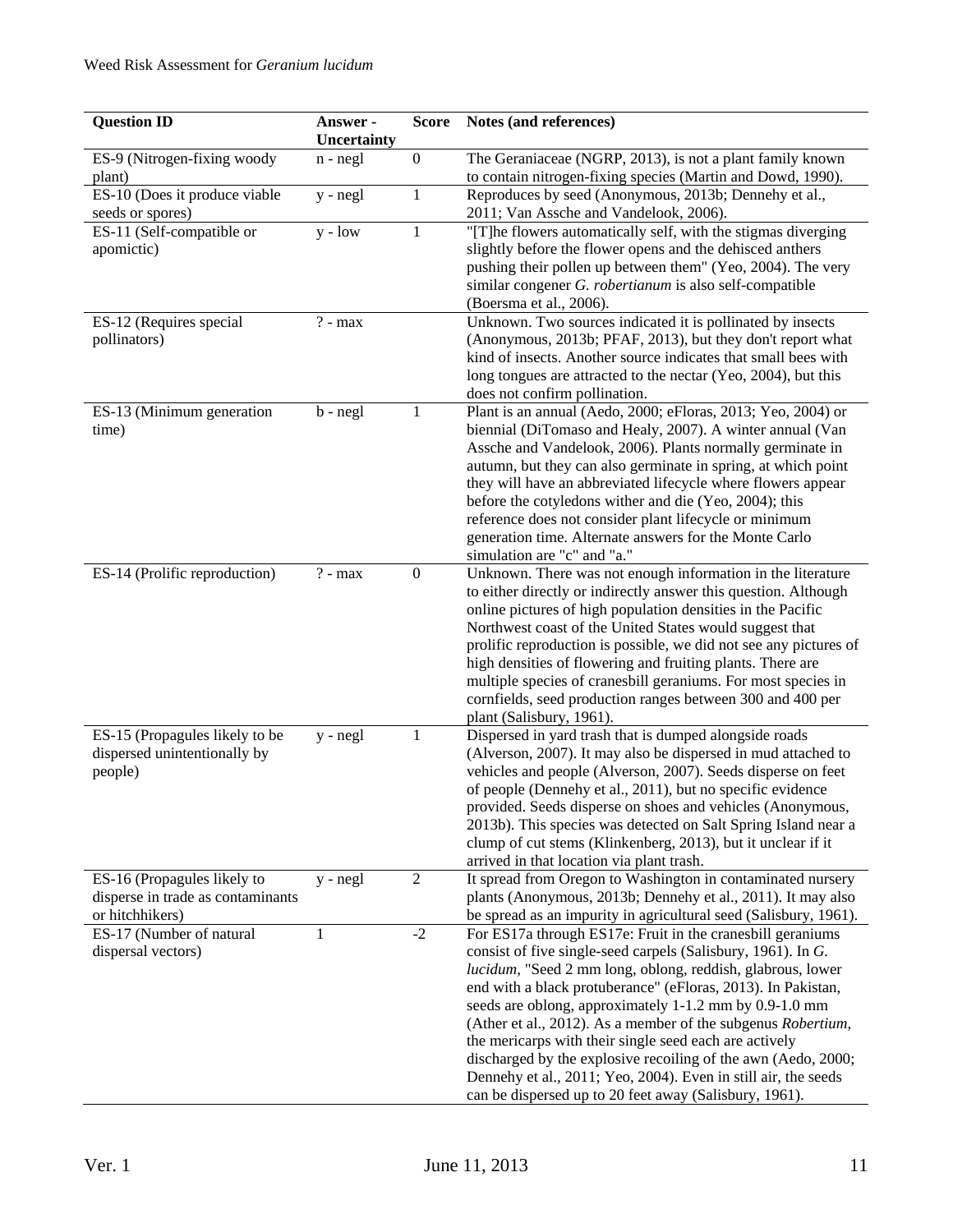| Question ID | Answer - Uncertainty | Score | Notes (and references) |
|---|---|---|---|
| ES-9 (Nitrogen-fixing woody plant) | n - negl | 0 | The Geraniaceae (NGRP, 2013), is not a plant family known to contain nitrogen-fixing species (Martin and Dowd, 1990). |
| ES-10 (Does it produce viable seeds or spores) | y - negl | 1 | Reproduces by seed (Anonymous, 2013b; Dennehy et al., 2011; Van Assche and Vandelook, 2006). |
| ES-11 (Self-compatible or apomictic) | y - low | 1 | "[T]he flowers automatically self, with the stigmas diverging slightly before the flower opens and the dehisced anthers pushing their pollen up between them" (Yeo, 2004). The very similar congener *G. robertianum* is also self-compatible (Boersma et al., 2006). |
| ES-12 (Requires special pollinators) | ? - max | | Unknown. Two sources indicated it is pollinated by insects (Anonymous, 2013b; PFAF, 2013), but they don't report what kind of insects. Another source indicates that small bees with long tongues are attracted to the nectar (Yeo, 2004), but this does not confirm pollination. |
| ES-13 (Minimum generation time) | b - negl | 1 | Plant is an annual (Aedo, 2000; eFloras, 2013; Yeo, 2004) or biennial (DiTomaso and Healy, 2007). A winter annual (Van Assche and Vandelook, 2006). Plants normally germinate in autumn, but they can also germinate in spring, at which point they will have an abbreviated lifecycle where flowers appear before the cotyledons wither and die (Yeo, 2004); this reference does not consider plant lifecycle or minimum generation time. Alternate answers for the Monte Carlo simulation are "c" and "a." |
| ES-14 (Prolific reproduction) | ? - max | 0 | Unknown. There was not enough information in the literature to either directly or indirectly answer this question. Although online pictures of high population densities in the Pacific Northwest coast of the United States would suggest that prolific reproduction is possible, we did not see any pictures of high densities of flowering and fruiting plants. There are multiple species of cranesbill geraniums. For most species in cornfields, seed production ranges between 300 and 400 per plant (Salisbury, 1961). |
| ES-15 (Propagules likely to be dispersed unintentionally by people) | y - negl | 1 | Dispersed in yard trash that is dumped alongside roads (Alverson, 2007). It may also be dispersed in mud attached to vehicles and people (Alverson, 2007). Seeds disperse on feet of people (Dennehy et al., 2011), but no specific evidence provided. Seeds disperse on shoes and vehicles (Anonymous, 2013b). This species was detected on Salt Spring Island near a clump of cut stems (Klinkenberg, 2013), but it unclear if it arrived in that location via plant trash. |
| ES-16 (Propagules likely to disperse in trade as contaminants or hitchhikers) | y - negl | 2 | It spread from Oregon to Washington in contaminated nursery plants (Anonymous, 2013b; Dennehy et al., 2011). It may also be spread as an impurity in agricultural seed (Salisbury, 1961). |
| ES-17 (Number of natural dispersal vectors) | 1 | -2 | For ES17a through ES17e: Fruit in the cranesbill geraniums consist of five single-seed carpels (Salisbury, 1961). In *G. lucidum*, "Seed 2 mm long, oblong, reddish, glabrous, lower end with a black protuberance" (eFloras, 2013). In Pakistan, seeds are oblong, approximately 1-1.2 mm by 0.9-1.0 mm (Ather et al., 2012). As a member of the subgenus *Robertium*, the mericarps with their single seed each are actively discharged by the explosive recoiling of the awn (Aedo, 2000; Dennehy et al., 2011; Yeo, 2004). Even in still air, the seeds can be dispersed up to 20 feet away (Salisbury, 1961). |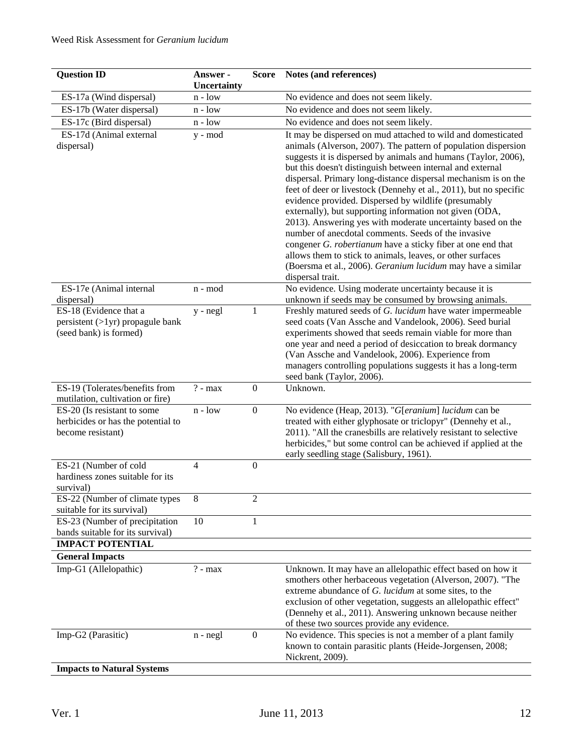| Question ID | Answer - Uncertainty | Score | Notes (and references) |
|---|---|---|---|
| ES-17a (Wind dispersal) | n - low | | No evidence and does not seem likely. |
| ES-17b (Water dispersal) | n - low | | No evidence and does not seem likely. |
| ES-17c (Bird dispersal) | n - low | | No evidence and does not seem likely. |
| ES-17d (Animal external dispersal) | y - mod | | It may be dispersed on mud attached to wild and domesticated animals (Alverson, 2007). The pattern of population dispersion suggests it is dispersed by animals and humans (Taylor, 2006), but this doesn't distinguish between internal and external dispersal. Primary long-distance dispersal mechanism is on the feet of deer or livestock (Dennehy et al., 2011), but no specific evidence provided. Dispersed by wildlife (presumably externally), but supporting information not given (ODA, 2013). Answering yes with moderate uncertainty based on the number of anecdotal comments. Seeds of the invasive congener *G. robertianum* have a sticky fiber at one end that allows them to stick to animals, leaves, or other surfaces (Boersma et al., 2006). *Geranium lucidum* may have a similar dispersal trait. |
| ES-17e (Animal internal dispersal) | n - mod | | No evidence. Using moderate uncertainty because it is unknown if seeds may be consumed by browsing animals. |
| ES-18 (Evidence that a persistent (>1yr) propagule bank (seed bank) is formed) | y - negl | 1 | Freshly matured seeds of *G. lucidum* have water impermeable seed coats (Van Assche and Vandelook, 2006). Seed burial experiments showed that seeds remain viable for more than one year and need a period of desiccation to break dormancy (Van Assche and Vandelook, 2006). Experience from managers controlling populations suggests it has a long-term seed bank (Taylor, 2006). |
| ES-19 (Tolerates/benefits from mutilation, cultivation or fire) | ? - max | 0 | Unknown. |
| ES-20 (Is resistant to some herbicides or has the potential to become resistant) | n - low | 0 | No evidence (Heap, 2013). "*G*[*eranium*] *lucidum* can be treated with either glyphosate or triclopyr" (Dennehy et al., 2011). "All the cranesbills are relatively resistant to selective herbicides," but some control can be achieved if applied at the early seedling stage (Salisbury, 1961). |
| ES-21 (Number of cold hardiness zones suitable for its survival) | 4 | 0 | |
| ES-22 (Number of climate types suitable for its survival) | 8 | 2 | |
| ES-23 (Number of precipitation bands suitable for its survival) | 10 | 1 | |
| **IMPACT POTENTIAL** | | | |
| **General Impacts** | | | |
| Imp-G1 (Allelopathic) | ? - max | | Unknown. It may have an allelopathic effect based on how it smothers other herbaceous vegetation (Alverson, 2007). "The extreme abundance of *G. lucidum* at some sites, to the exclusion of other vegetation, suggests an allelopathic effect" (Dennehy et al., 2011). Answering unknown because neither of these two sources provide any evidence. |
| Imp-G2 (Parasitic) | n - negl | 0 | No evidence. This species is not a member of a plant family known to contain parasitic plants (Heide-Jorgensen, 2008; Nickrent, 2009). |
| **Impacts to Natural Systems** | | | |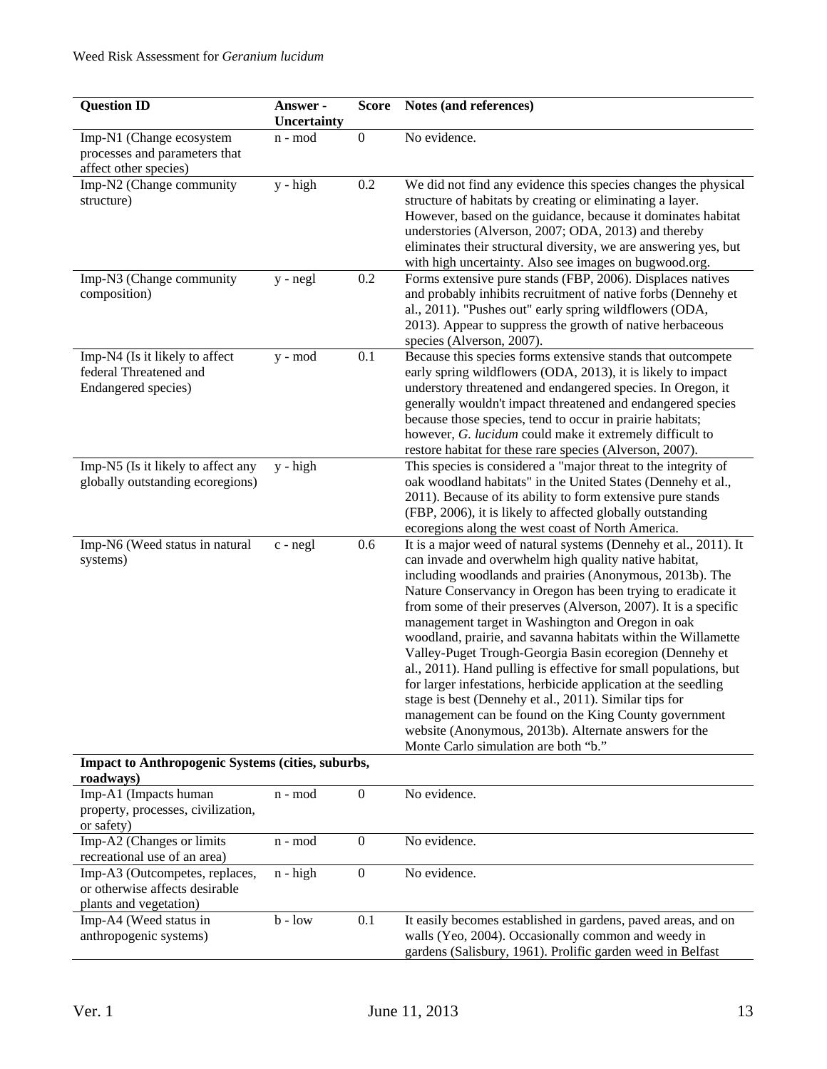| Question ID | Answer - Uncertainty | Score | Notes (and references) |
|---|---|---|---|
| Imp-N1 (Change ecosystem processes and parameters that affect other species) | n - mod | 0 | No evidence. |
| Imp-N2 (Change community structure) | y - high | 0.2 | We did not find any evidence this species changes the physical structure of habitats by creating or eliminating a layer. However, based on the guidance, because it dominates habitat understories (Alverson, 2007; ODA, 2013) and thereby eliminates their structural diversity, we are answering yes, but with high uncertainty. Also see images on bugwood.org. |
| Imp-N3 (Change community composition) | y - negl | 0.2 | Forms extensive pure stands (FBP, 2006). Displaces natives and probably inhibits recruitment of native forbs (Dennehy et al., 2011). "Pushes out" early spring wildflowers (ODA, 2013). Appear to suppress the growth of native herbaceous species (Alverson, 2007). |
| Imp-N4 (Is it likely to affect federal Threatened and Endangered species) | y - mod | 0.1 | Because this species forms extensive stands that outcompete early spring wildflowers (ODA, 2013), it is likely to impact understory threatened and endangered species. In Oregon, it generally wouldn't impact threatened and endangered species because those species, tend to occur in prairie habitats; however, *G. lucidum* could make it extremely difficult to restore habitat for these rare species (Alverson, 2007). |
| Imp-N5 (Is it likely to affect any globally outstanding ecoregions) | y - high | | This species is considered a "major threat to the integrity of oak woodland habitats" in the United States (Dennehy et al., 2011). Because of its ability to form extensive pure stands (FBP, 2006), it is likely to affected globally outstanding ecoregions along the west coast of North America. |
| Imp-N6 (Weed status in natural systems) | c - negl | 0.6 | It is a major weed of natural systems (Dennehy et al., 2011). It can invade and overwhelm high quality native habitat, including woodlands and prairies (Anonymous, 2013b). The Nature Conservancy in Oregon has been trying to eradicate it from some of their preserves (Alverson, 2007). It is a specific management target in Washington and Oregon in oak woodland, prairie, and savanna habitats within the Willamette Valley-Puget Trough-Georgia Basin ecoregion (Dennehy et al., 2011). Hand pulling is effective for small populations, but for larger infestations, herbicide application at the seedling stage is best (Dennehy et al., 2011). Similar tips for management can be found on the King County government website (Anonymous, 2013b). Alternate answers for the Monte Carlo simulation are both "b." |
| **Impact to Anthropogenic Systems (cities, suburbs, roadways)** | | | |
| Imp-A1 (Impacts human property, processes, civilization, or safety) | n - mod | 0 | No evidence. |
| Imp-A2 (Changes or limits recreational use of an area) | n - mod | 0 | No evidence. |
| Imp-A3 (Outcompetes, replaces, or otherwise affects desirable plants and vegetation) | n - high | 0 | No evidence. |
| Imp-A4 (Weed status in anthropogenic systems) | b - low | 0.1 | It easily becomes established in gardens, paved areas, and on walls (Yeo, 2004). Occasionally common and weedy in gardens (Salisbury, 1961). Prolific garden weed in Belfast |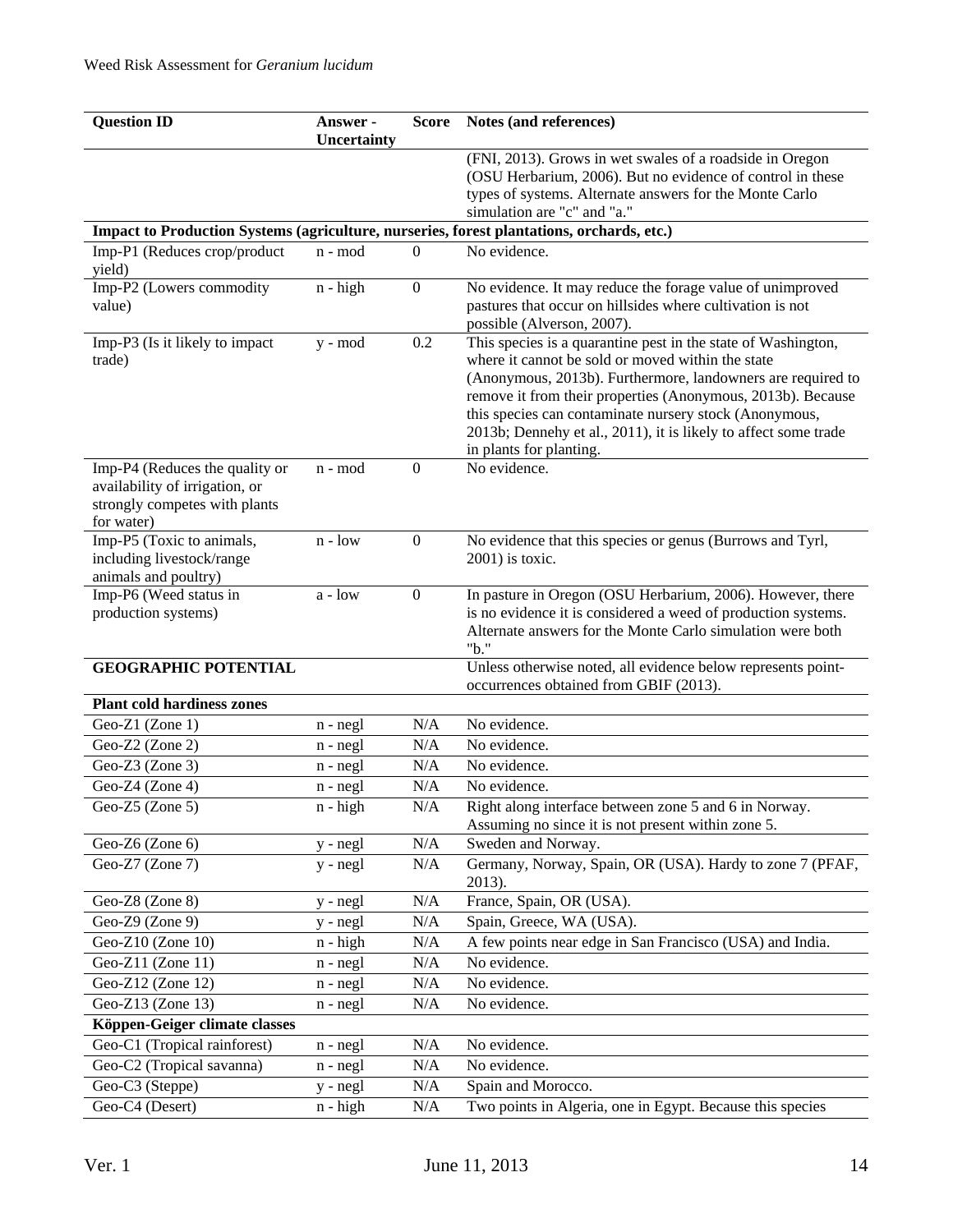| Question ID | Answer - Uncertainty | Score | Notes (and references) |
|---|---|---|---|
| | | | (FNI, 2013). Grows in wet swales of a roadside in Oregon (OSU Herbarium, 2006). But no evidence of control in these types of systems. Alternate answers for the Monte Carlo simulation are "c" and "a." |
| **Impact to Production Systems (agriculture, nurseries, forest plantations, orchards, etc.)** | | | |
| Imp-P1 (Reduces crop/product yield) | n - mod | 0 | No evidence. |
| Imp-P2 (Lowers commodity value) | n - high | 0 | No evidence. It may reduce the forage value of unimproved pastures that occur on hillsides where cultivation is not possible (Alverson, 2007). |
| Imp-P3 (Is it likely to impact trade) | y - mod | 0.2 | This species is a quarantine pest in the state of Washington, where it cannot be sold or moved within the state (Anonymous, 2013b). Furthermore, landowners are required to remove it from their properties (Anonymous, 2013b). Because this species can contaminate nursery stock (Anonymous, 2013b; Dennehy et al., 2011), it is likely to affect some trade in plants for planting. |
| Imp-P4 (Reduces the quality or availability of irrigation, or strongly competes with plants for water) | n - mod | 0 | No evidence. |
| Imp-P5 (Toxic to animals, including livestock/range animals and poultry) | n - low | 0 | No evidence that this species or genus (Burrows and Tyrl, 2001) is toxic. |
| Imp-P6 (Weed status in production systems) | a - low | 0 | In pasture in Oregon (OSU Herbarium, 2006). However, there is no evidence it is considered a weed of production systems. Alternate answers for the Monte Carlo simulation were both "b." |
| **GEOGRAPHIC POTENTIAL** | | | Unless otherwise noted, all evidence below represents point-occurrences obtained from GBIF (2013). |
| **Plant cold hardiness zones** | | | |
| Geo-Z1 (Zone 1) | n - negl | N/A | No evidence. |
| Geo-Z2 (Zone 2) | n - negl | N/A | No evidence. |
| Geo-Z3 (Zone 3) | n - negl | N/A | No evidence. |
| Geo-Z4 (Zone 4) | n - negl | N/A | No evidence. |
| Geo-Z5 (Zone 5) | n - high | N/A | Right along interface between zone 5 and 6 in Norway. Assuming no since it is not present within zone 5. |
| Geo-Z6 (Zone 6) | y - negl | N/A | Sweden and Norway. |
| Geo-Z7 (Zone 7) | y - negl | N/A | Germany, Norway, Spain, OR (USA). Hardy to zone 7 (PFAF, 2013). |
| Geo-Z8 (Zone 8) | y - negl | N/A | France, Spain, OR (USA). |
| Geo-Z9 (Zone 9) | y - negl | N/A | Spain, Greece, WA (USA). |
| Geo-Z10 (Zone 10) | n - high | N/A | A few points near edge in San Francisco (USA) and India. |
| Geo-Z11 (Zone 11) | n - negl | N/A | No evidence. |
| Geo-Z12 (Zone 12) | n - negl | N/A | No evidence. |
| Geo-Z13 (Zone 13) | n - negl | N/A | No evidence. |
| **Köppen-Geiger climate classes** | | | |
| Geo-C1 (Tropical rainforest) | n - negl | N/A | No evidence. |
| Geo-C2 (Tropical savanna) | n - negl | N/A | No evidence. |
| Geo-C3 (Steppe) | y - negl | N/A | Spain and Morocco. |
| Geo-C4 (Desert) | n - high | N/A | Two points in Algeria, one in Egypt. Because this species |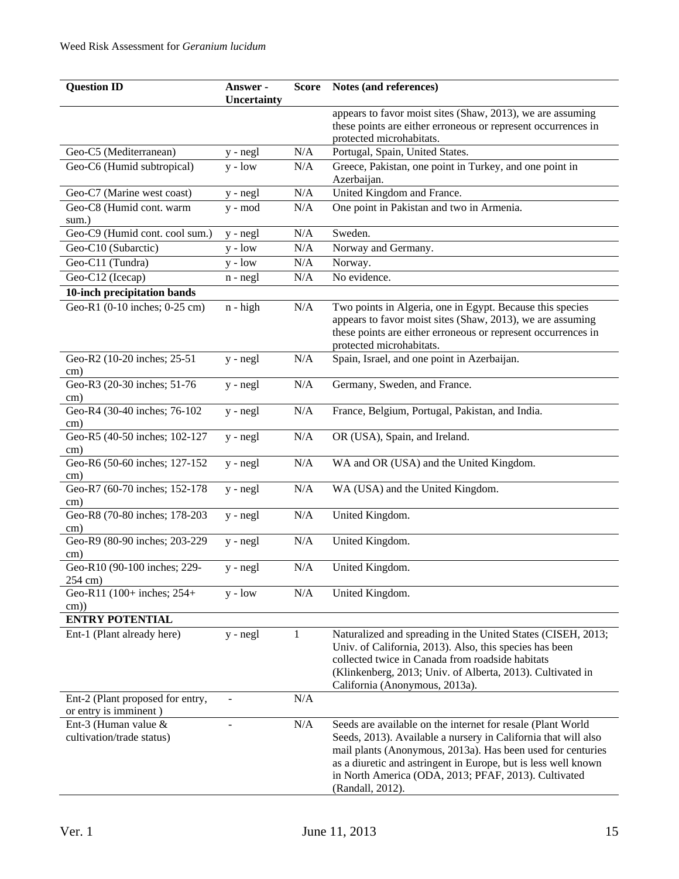| Question ID | Answer - Uncertainty | Score | Notes (and references) |
|---|---|---|---|
| | | | appears to favor moist sites (Shaw, 2013), we are assuming these points are either erroneous or represent occurrences in protected microhabitats. |
| Geo-C5 (Mediterranean) | y - negl | N/A | Portugal, Spain, United States. |
| Geo-C6 (Humid subtropical) | y - low | N/A | Greece, Pakistan, one point in Turkey, and one point in Azerbaijan. |
| Geo-C7 (Marine west coast) | y - negl | N/A | United Kingdom and France. |
| Geo-C8 (Humid cont. warm sum.) | y - mod | N/A | One point in Pakistan and two in Armenia. |
| Geo-C9 (Humid cont. cool sum.) | y - negl | N/A | Sweden. |
| Geo-C10 (Subarctic) | y - low | N/A | Norway and Germany. |
| Geo-C11 (Tundra) | y - low | N/A | Norway. |
| Geo-C12 (Icecap) | n - negl | N/A | No evidence. |
| **10-inch precipitation bands** | | | |
| Geo-R1 (0-10 inches; 0-25 cm) | n - high | N/A | Two points in Algeria, one in Egypt. Because this species appears to favor moist sites (Shaw, 2013), we are assuming these points are either erroneous or represent occurrences in protected microhabitats. |
| Geo-R2 (10-20 inches; 25-51 cm) | y - negl | N/A | Spain, Israel, and one point in Azerbaijan. |
| Geo-R3 (20-30 inches; 51-76 cm) | y - negl | N/A | Germany, Sweden, and France. |
| Geo-R4 (30-40 inches; 76-102 cm) | y - negl | N/A | France, Belgium, Portugal, Pakistan, and India. |
| Geo-R5 (40-50 inches; 102-127 cm) | y - negl | N/A | OR (USA), Spain, and Ireland. |
| Geo-R6 (50-60 inches; 127-152 cm) | y - negl | N/A | WA and OR (USA) and the United Kingdom. |
| Geo-R7 (60-70 inches; 152-178 cm) | y - negl | N/A | WA (USA) and the United Kingdom. |
| Geo-R8 (70-80 inches; 178-203 cm) | y - negl | N/A | United Kingdom. |
| Geo-R9 (80-90 inches; 203-229 cm) | y - negl | N/A | United Kingdom. |
| Geo-R10 (90-100 inches; 229-254 cm) | y - negl | N/A | United Kingdom. |
| Geo-R11 (100+ inches; 254+ cm)) | y - low | N/A | United Kingdom. |
| **ENTRY POTENTIAL** | | | |
| Ent-1 (Plant already here) | y - negl | 1 | Naturalized and spreading in the United States (CISEH, 2013; Univ. of California, 2013). Also, this species has been collected twice in Canada from roadside habitats (Klinkenberg, 2013; Univ. of Alberta, 2013). Cultivated in California (Anonymous, 2013a). |
| Ent-2 (Plant proposed for entry, or entry is imminent ) | - | N/A | |
| Ent-3 (Human value & cultivation/trade status) | - | N/A | Seeds are available on the internet for resale (Plant World Seeds, 2013). Available a nursery in California that will also mail plants (Anonymous, 2013a). Has been used for centuries as a diuretic and astringent in Europe, but is less well known in North America (ODA, 2013; PFAF, 2013). Cultivated (Randall, 2012). |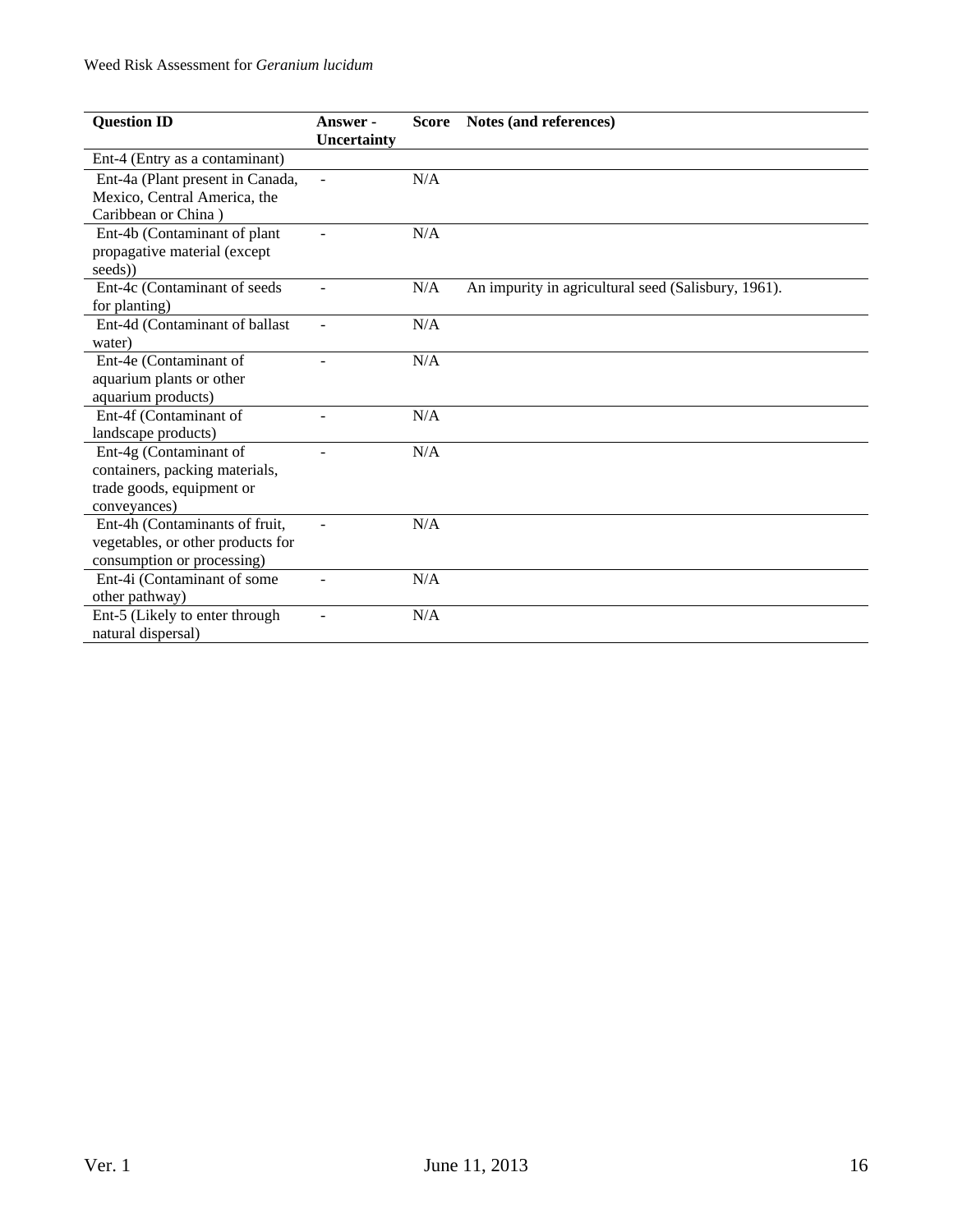| Question ID | Answer - Uncertainty | Score | Notes (and references) |
|---|---|---|---|
| Ent-4 (Entry as a contaminant) | | | |
| Ent-4a (Plant present in Canada, Mexico, Central America, the Caribbean or China ) | - | N/A | |
| Ent-4b (Contaminant of plant propagative material (except seeds)) | - | N/A | |
| Ent-4c (Contaminant of seeds for planting) | - | N/A | An impurity in agricultural seed (Salisbury, 1961). |
| Ent-4d (Contaminant of ballast water) | - | N/A | |
| Ent-4e (Contaminant of aquarium plants or other aquarium products) | - | N/A | |
| Ent-4f (Contaminant of landscape products) | - | N/A | |
| Ent-4g (Contaminant of containers, packing materials, trade goods, equipment or conveyances) | - | N/A | |
| Ent-4h (Contaminants of fruit, vegetables, or other products for consumption or processing) | - | N/A | |
| Ent-4i (Contaminant of some other pathway) | - | N/A | |
| Ent-5 (Likely to enter through natural dispersal) | - | N/A | |